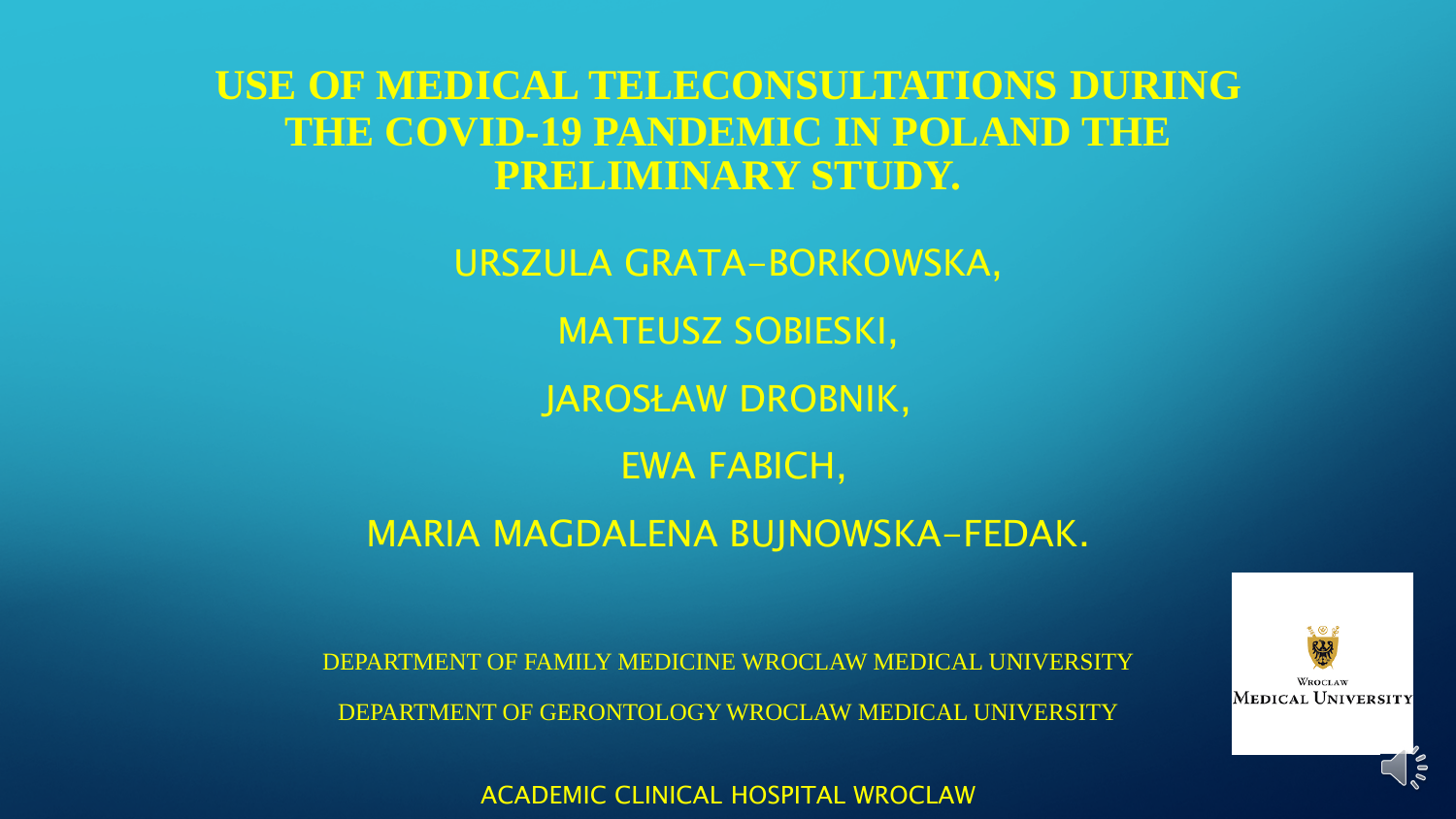# USE OF MEDICAL TELECONSULTATIONS DURING THE COVID-19 PANDEMIC IN POLAND THE PRELIMINARY STUDY.

URSZULA GRATA-BORKOWSKA,

MATEUSZ SOBIESKI,

JAROSŁAW DROBNIK,

EWA FABICH,

MARIA MAGDALENA BUJNOWSKA-FEDAK.

DEPARTMENT OF FAMILY MEDICINE WROCLAW MEDICAL UNIVERSITY

DEPARTMENT OF GERONTOLOGY WROCLAW MEDICAL UNIVERSITY

ACADEMIC CLINICAL HOSPITAL WROCLAW

WROCLAW MEDICAL UNIVERSITY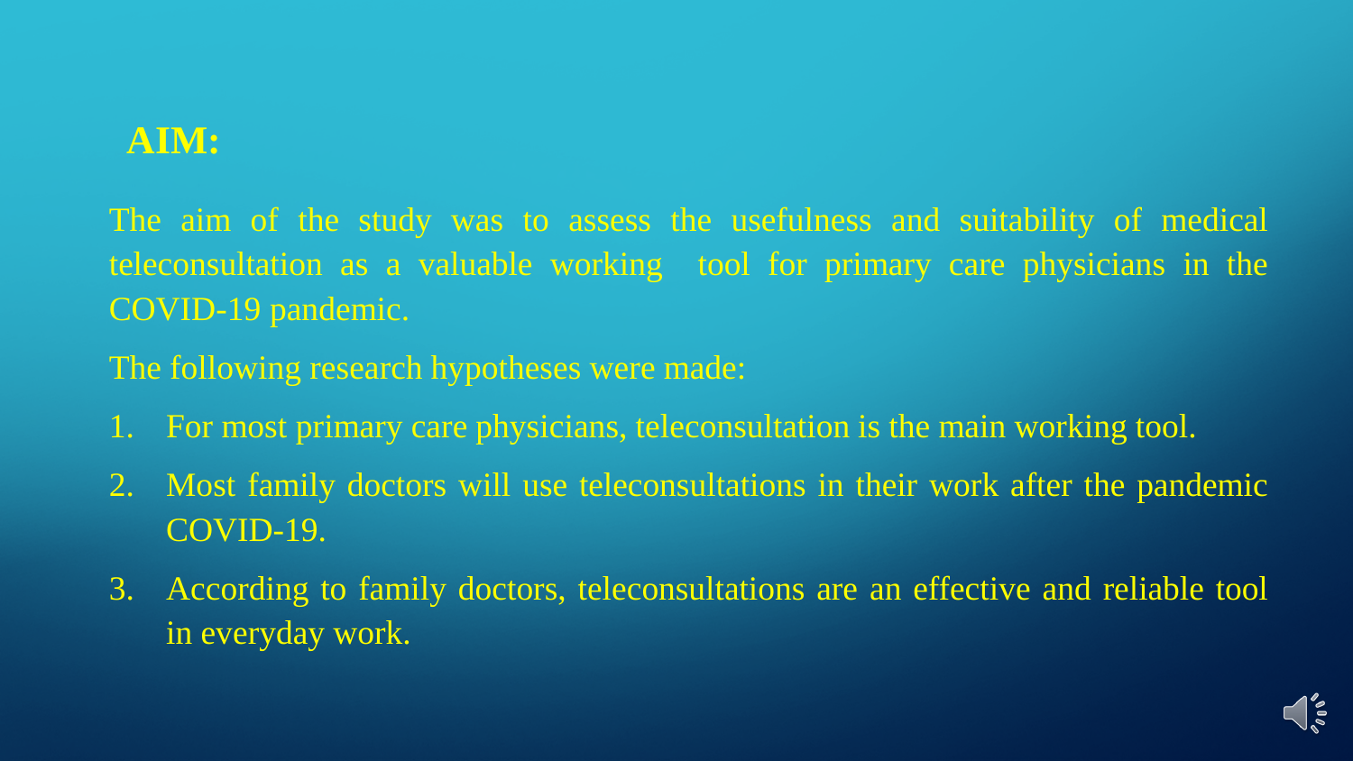## AIM:

The aim of the study was to assess the usefulness and suitability of medical teleconsultation as a valuable working tool for primary care physicians in the COVID-19 pandemic.

The following research hypotheses were made:

1. For most primary care physicians, teleconsultation is the main working tool.
2. Most family doctors will use teleconsultations in their work after the pandemic COVID-19.
3. According to family doctors, teleconsultations are an effective and reliable tool in everyday work.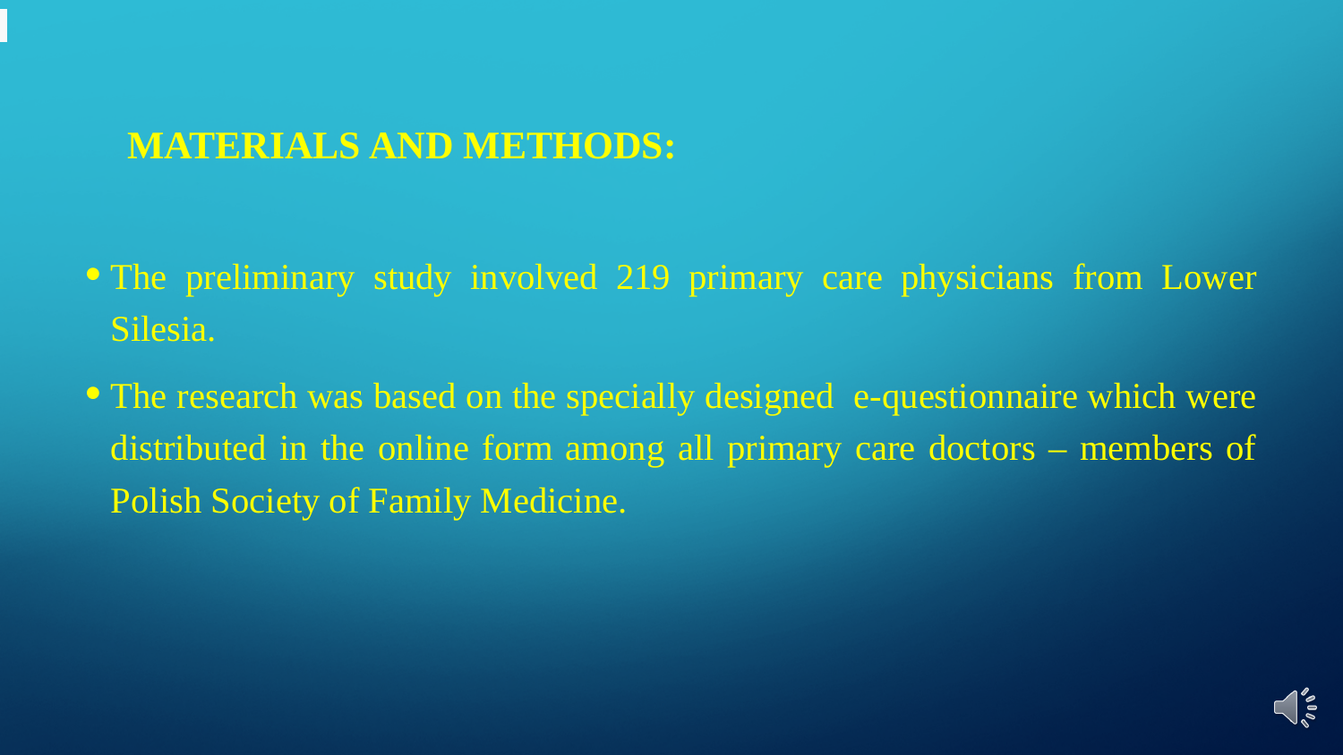## MATERIALS AND METHODS:

- The preliminary study involved 219 primary care physicians from Lower Silesia.
- The research was based on the specially designed e-questionnaire which were distributed in the online form among all primary care doctors – members of Polish Society of Family Medicine.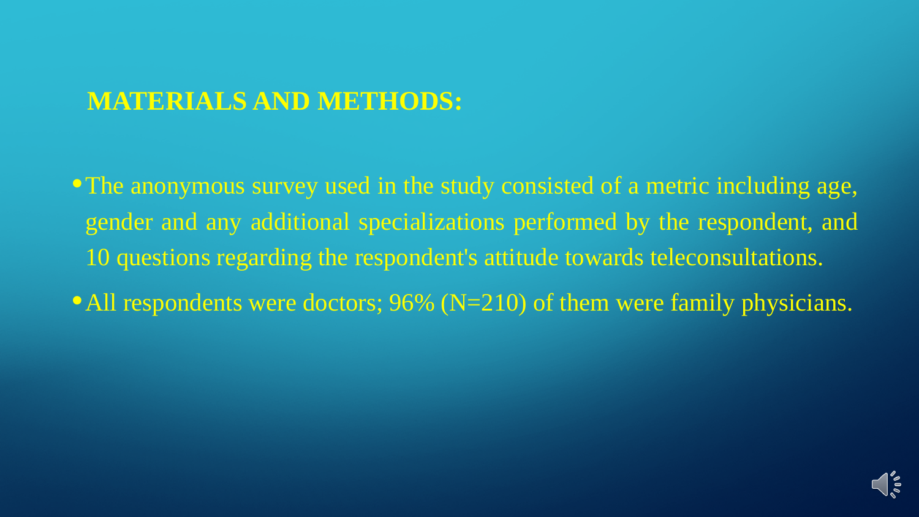## MATERIALS AND METHODS:

- The anonymous survey used in the study consisted of a metric including age, gender and any additional specializations performed by the respondent, and 10 questions regarding the respondent's attitude towards teleconsultations.
- All respondents were doctors; 96% (N=210) of them were family physicians.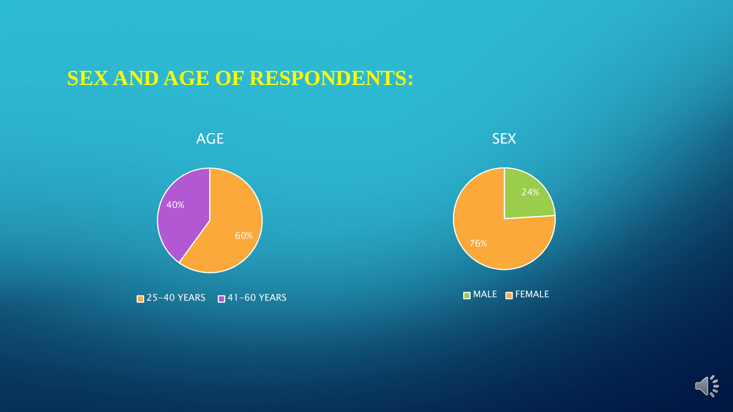# SEX AND AGE OF RESPONDENTS:

### AGE

| Age group | Percentage |
|---|---|
| 25-40 YEARS | 60% |
| 41-60 YEARS | 40% |

### SEX

| Sex | Percentage |
|---|---|
| MALE | 24% |
| FEMALE | 76% |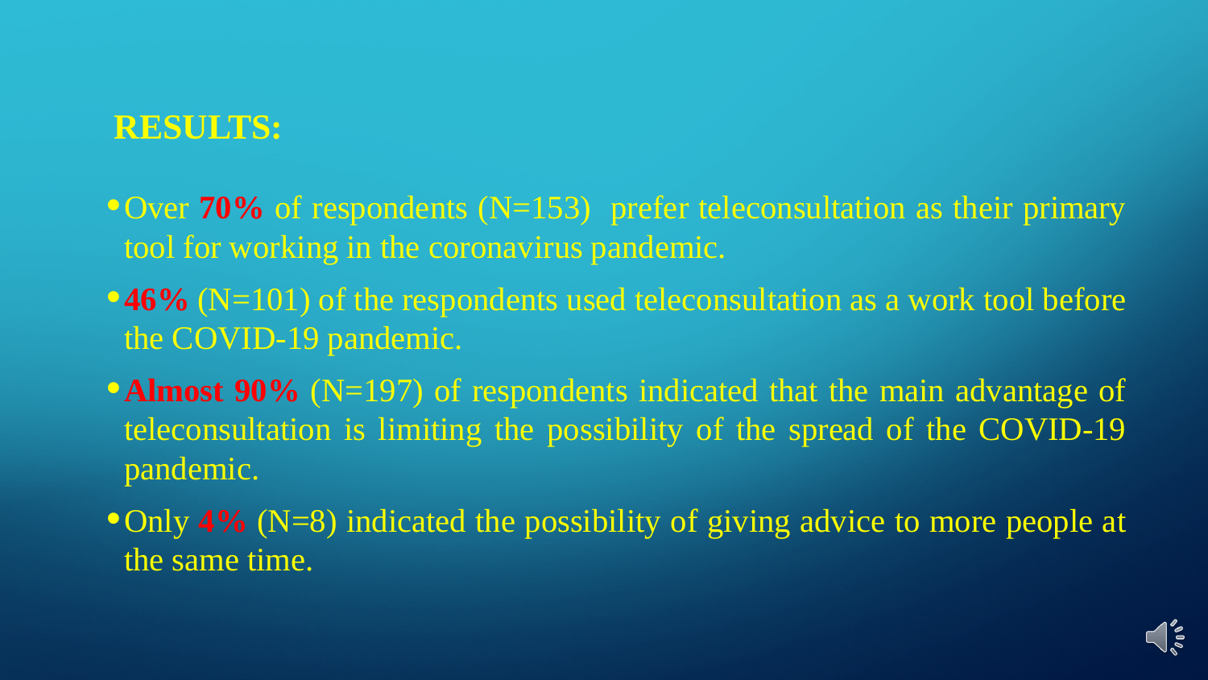## RESULTS:

- Over **70%** of respondents (N=153) prefer teleconsultation as their primary tool for working in the coronavirus pandemic.
- **46%** (N=101) of the respondents used teleconsultation as a work tool before the COVID-19 pandemic.
- **Almost 90%** (N=197) of respondents indicated that the main advantage of teleconsultation is limiting the possibility of the spread of the COVID-19 pandemic.
- Only **4%** (N=8) indicated the possibility of giving advice to more people at the same time.